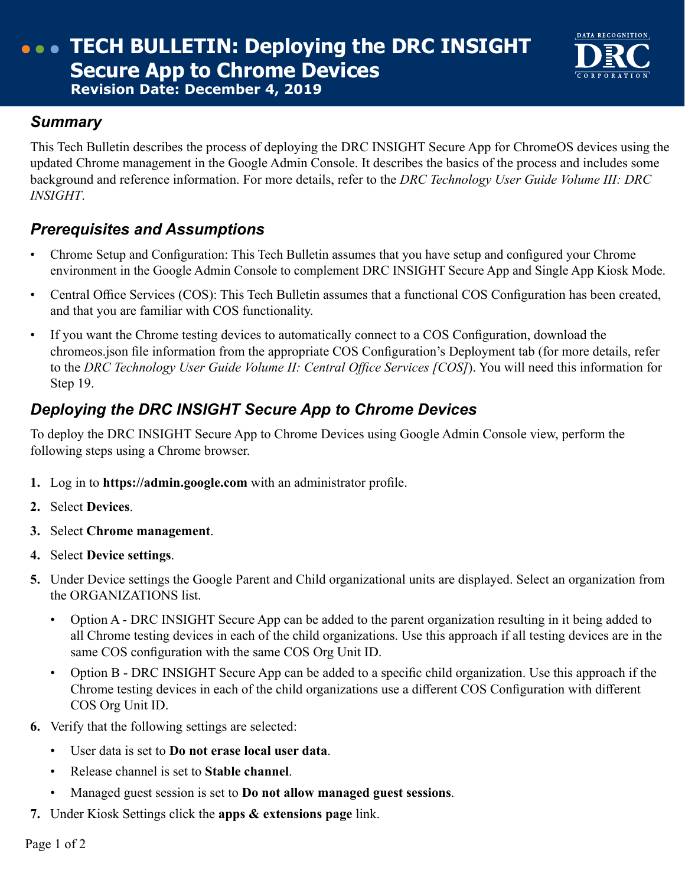# TECH BULLETIN: Deploying the DRC INSIGHT Secure App to Chrome Devices

**Revision Date: December 4, 2019**

## *Summary*

This Tech Bulletin describes the process of deploying the DRC INSIGHT Secure App for ChromeOS devices using the updated Chrome management in the Google Admin Console. It describes the basics of the process and includes some background and reference information. For more details, refer to the *DRC Technology User Guide Volume III: DRC INSIGHT*.

## *Prerequisites and Assumptions*

- Chrome Setup and Configuration: This Tech Bulletin assumes that you have setup and configured your Chrome environment in the Google Admin Console to complement DRC INSIGHT Secure App and Single App Kiosk Mode.
- Central Office Services (COS): This Tech Bulletin assumes that a functional COS Configuration has been created, and that you are familiar with COS functionality.
- If you want the Chrome testing devices to automatically connect to a COS Configuration, download the chromeos.json file information from the appropriate COS Configuration's Deployment tab (for more details, refer to the *DRC Technology User Guide Volume II: Central Office Services [COS]*). You will need this information for Step 19.

## *Deploying the DRC INSIGHT Secure App to Chrome Devices*

To deploy the DRC INSIGHT Secure App to Chrome Devices using Google Admin Console view, perform the following steps using a Chrome browser.

1. Log in to **https://admin.google.com** with an administrator profile.
2. Select **Devices**.
3. Select **Chrome management**.
4. Select **Device settings**.
5. Under Device settings the Google Parent and Child organizational units are displayed. Select an organization from the ORGANIZATIONS list.
   - Option A - DRC INSIGHT Secure App can be added to the parent organization resulting in it being added to all Chrome testing devices in each of the child organizations. Use this approach if all testing devices are in the same COS configuration with the same COS Org Unit ID.
   - Option B - DRC INSIGHT Secure App can be added to a specific child organization. Use this approach if the Chrome testing devices in each of the child organizations use a different COS Configuration with different COS Org Unit ID.
6. Verify that the following settings are selected:
   - User data is set to **Do not erase local user data**.
   - Release channel is set to **Stable channel**.
   - Managed guest session is set to **Do not allow managed guest sessions**.
7. Under Kiosk Settings click the **apps & extensions page** link.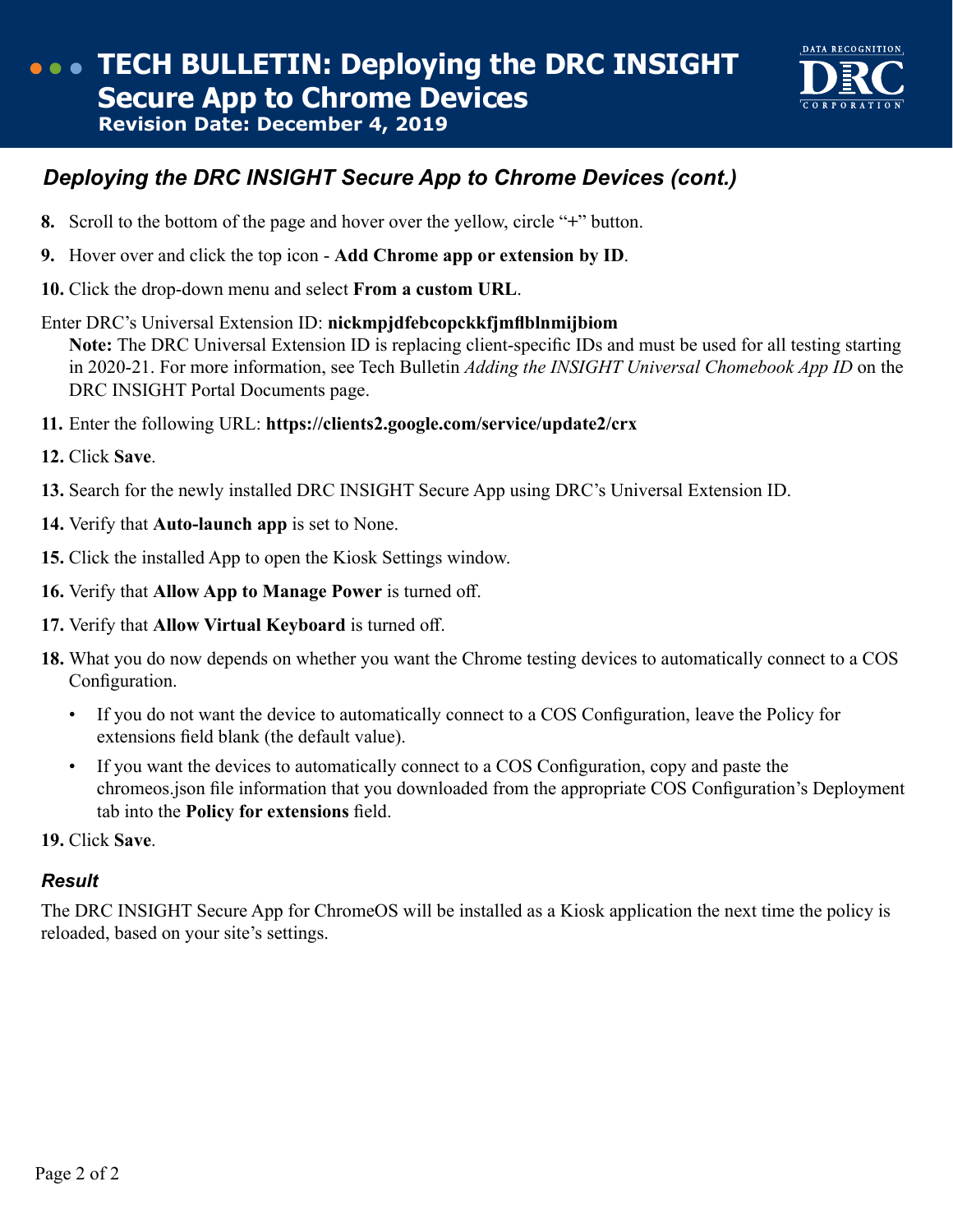## Deploying the DRC INSIGHT Secure App to Chrome Devices (cont.)

8. Scroll to the bottom of the page and hover over the yellow, circle “+” button.
9. Hover over and click the top icon - **Add Chrome app or extension by ID**.
10. Click the drop-down menu and select **From a custom URL**.

Enter DRC’s Universal Extension ID: **nickmpjdfebcopckkfjmflblnmijbiom**

**Note:** The DRC Universal Extension ID is replacing client-specific IDs and must be used for all testing starting in 2020-21. For more information, see Tech Bulletin *Adding the INSIGHT Universal Chomebook App ID* on the DRC INSIGHT Portal Documents page.

11. Enter the following URL: **https://clients2.google.com/service/update2/crx**
12. Click **Save**.
13. Search for the newly installed DRC INSIGHT Secure App using DRC’s Universal Extension ID.
14. Verify that **Auto-launch app** is set to None.
15. Click the installed App to open the Kiosk Settings window.
16. Verify that **Allow App to Manage Power** is turned off.
17. Verify that **Allow Virtual Keyboard** is turned off.
18. What you do now depends on whether you want the Chrome testing devices to automatically connect to a COS Configuration.
    - If you do not want the device to automatically connect to a COS Configuration, leave the Policy for extensions field blank (the default value).
    - If you want the devices to automatically connect to a COS Configuration, copy and paste the chromeos.json file information that you downloaded from the appropriate COS Configuration’s Deployment tab into the **Policy for extensions** field.
19. Click **Save**.

### Result

The DRC INSIGHT Secure App for ChromeOS will be installed as a Kiosk application the next time the policy is reloaded, based on your site’s settings.